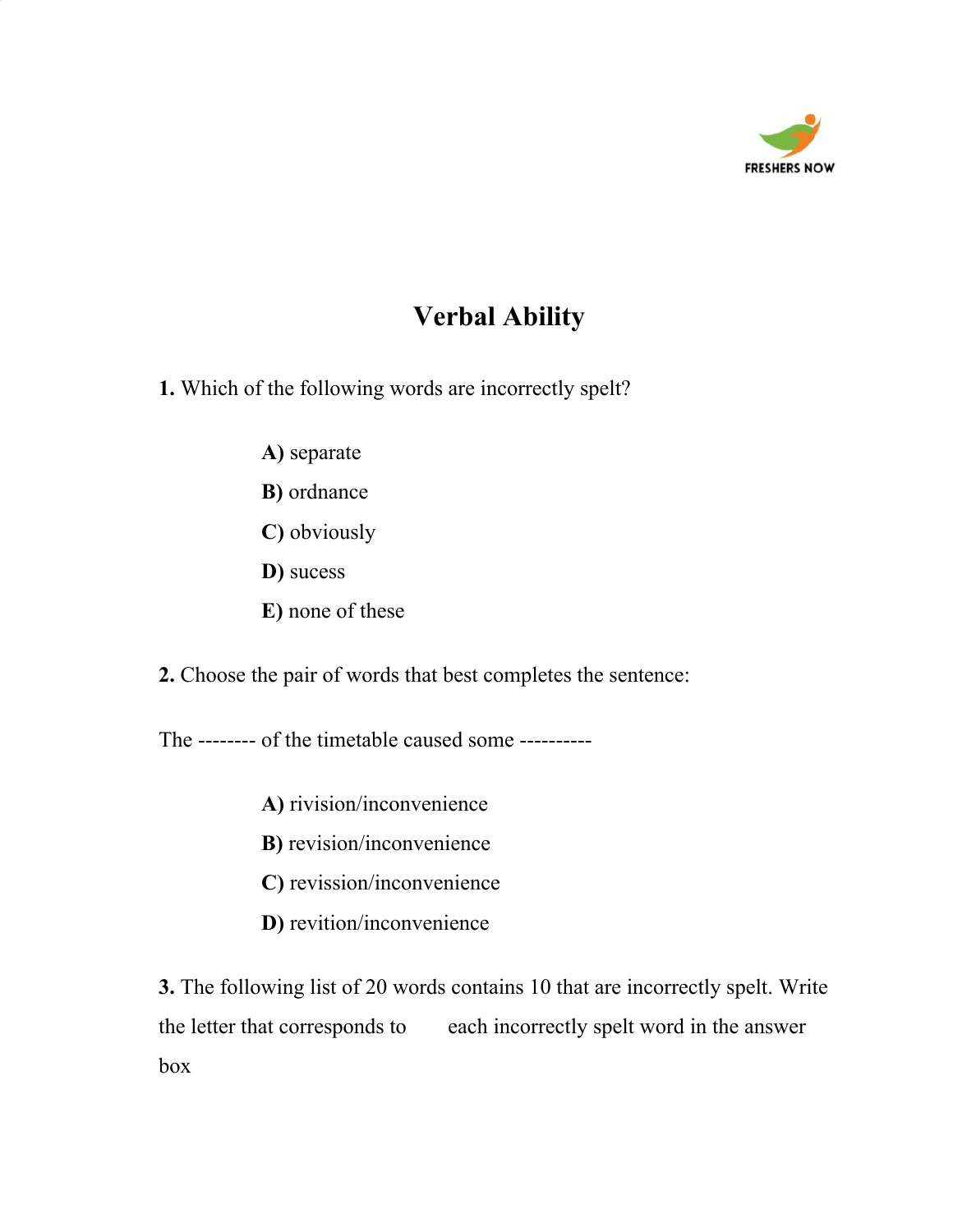# Verbal Ability

**1.** Which of the following words are incorrectly spelt?

> **A)** separate
> **B)** ordnance
> **C)** obviously
> **D)** sucess
> **E)** none of these

**2.** Choose the pair of words that best completes the sentence:

The -------- of the timetable caused some ----------

> **A)** rivision/inconvenience
> **B)** revision/inconvenience
> **C)** revission/inconvenience
> **D)** revition/inconvenience

**3.** The following list of 20 words contains 10 that are incorrectly spelt. Write the letter that corresponds to each incorrectly spelt word in the answer box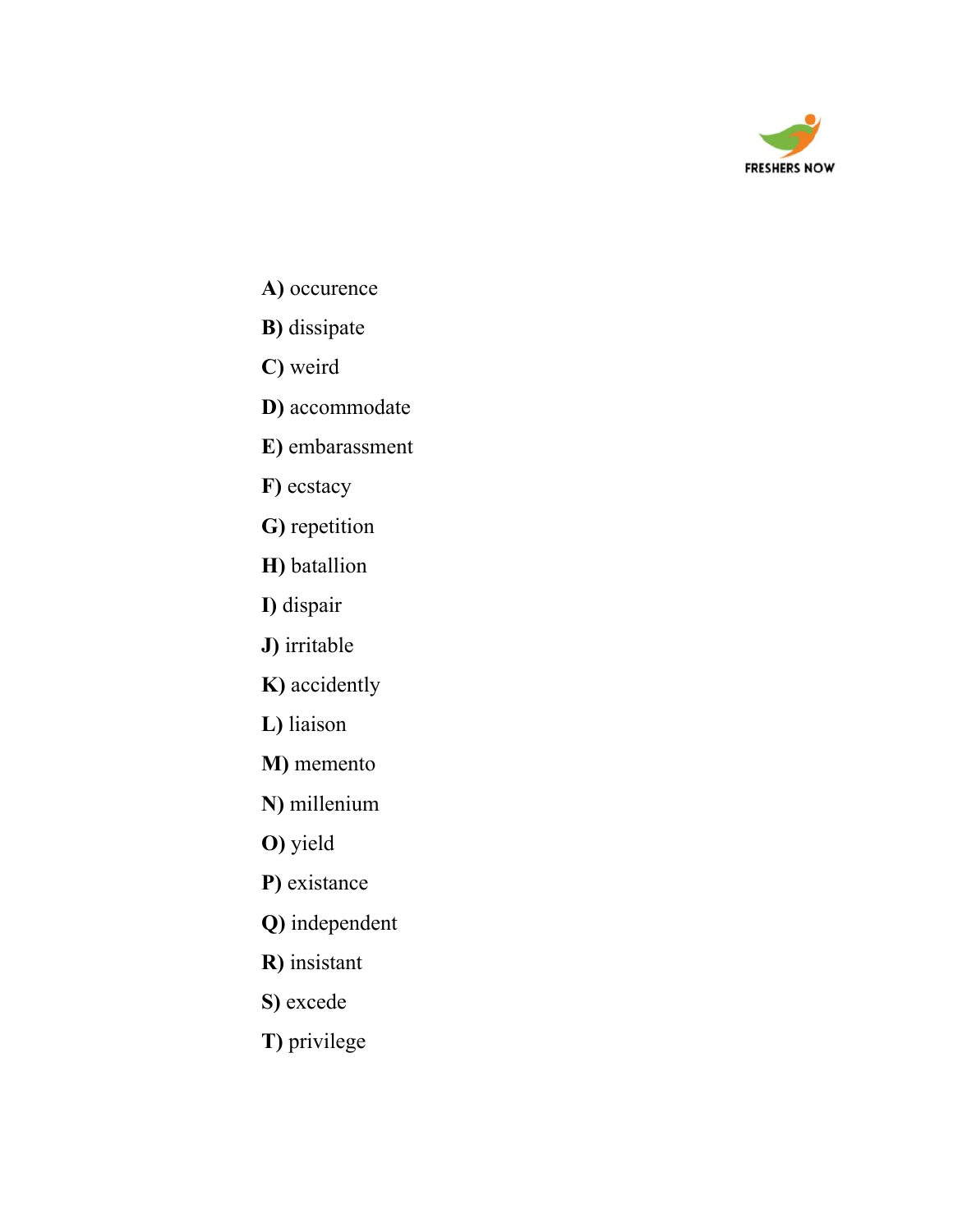**A)** occurence

**B)** dissipate

**C)** weird

**D)** accommodate

**E)** embarassment

**F)** ecstacy

**G)** repetition

**H)** batallion

**I)** dispair

**J)** irritable

**K)** accidently

**L)** liaison

**M)** memento

**N)** millenium

**O)** yield

**P)** existance

**Q)** independent

**R)** insistant

**S)** excede

**T)** privilege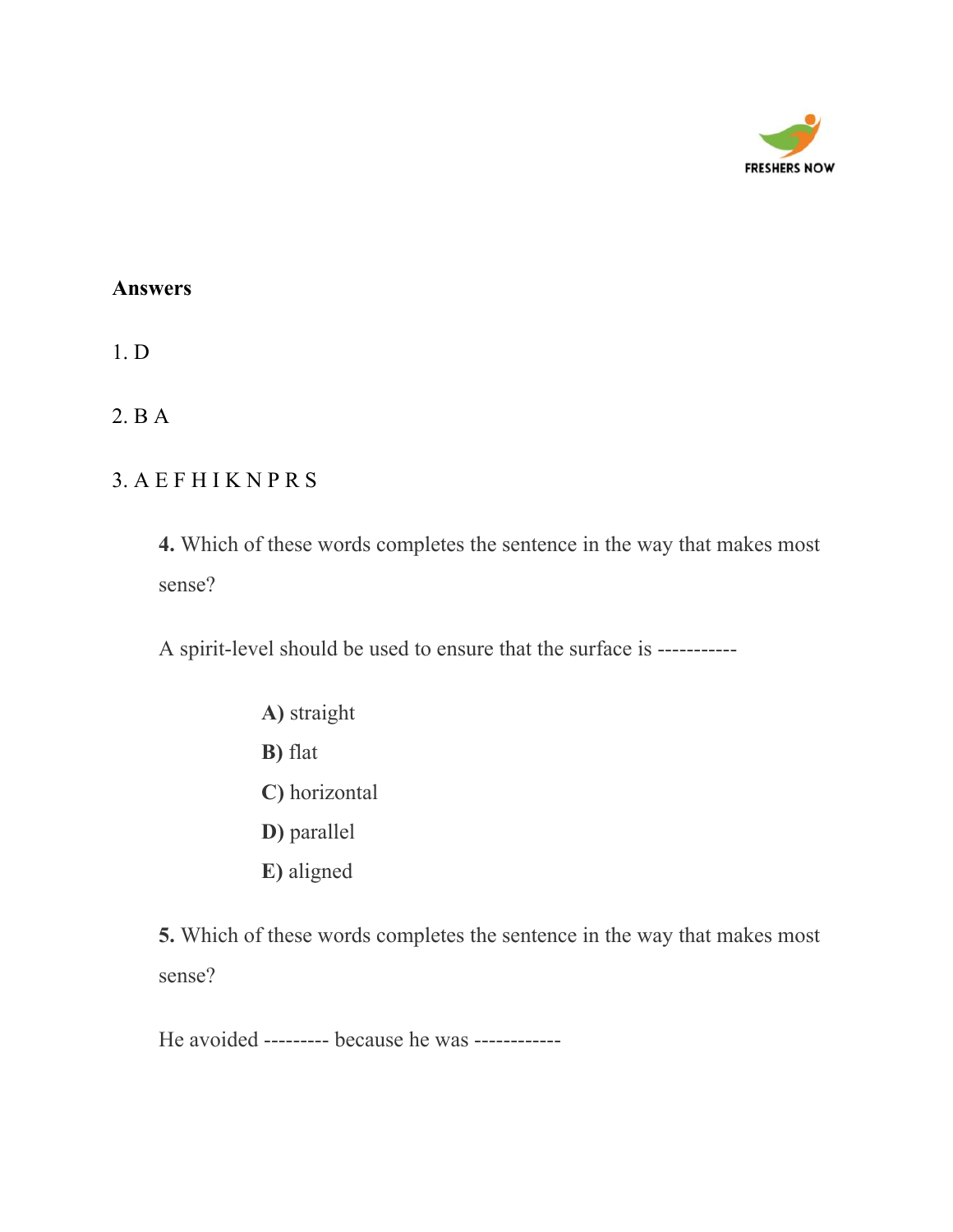**Answers**

1. D

2. B A

3. A E F H I K N P R S

**4.** Which of these words completes the sentence in the way that makes most sense?

A spirit-level should be used to ensure that the surface is -----------

**A)** straight
**B)** flat
**C)** horizontal
**D)** parallel
**E)** aligned

**5.** Which of these words completes the sentence in the way that makes most sense?

He avoided --------- because he was ------------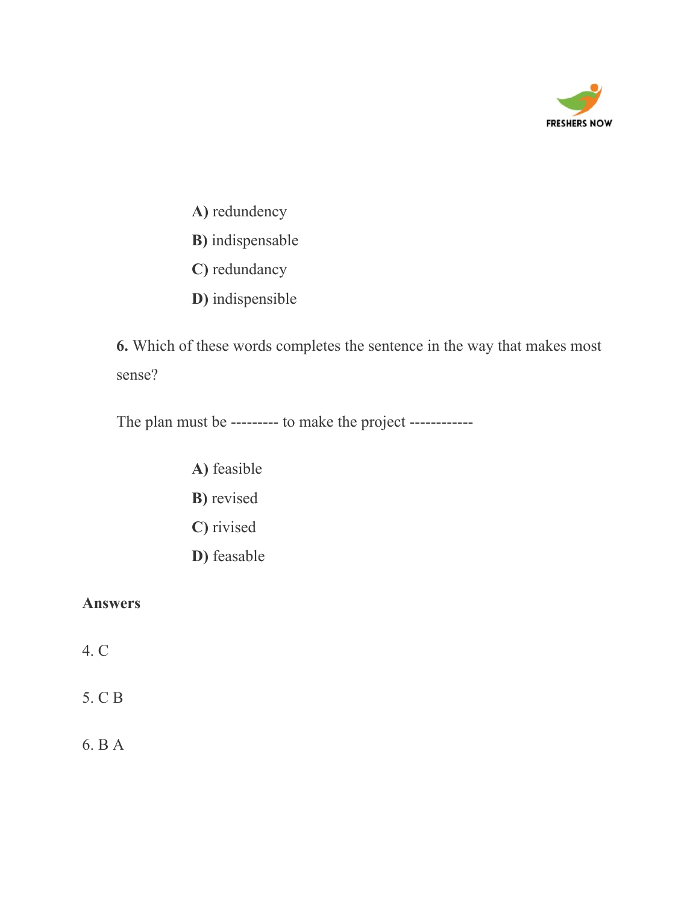**A)** redundency

**B)** indispensable

**C)** redundancy

**D)** indispensible

**6.** Which of these words completes the sentence in the way that makes most sense?

The plan must be --------- to make the project ------------

**A)** feasible

**B)** revised

**C)** rivised

**D)** feasable

**Answers**

4. C

5. C B

6. B A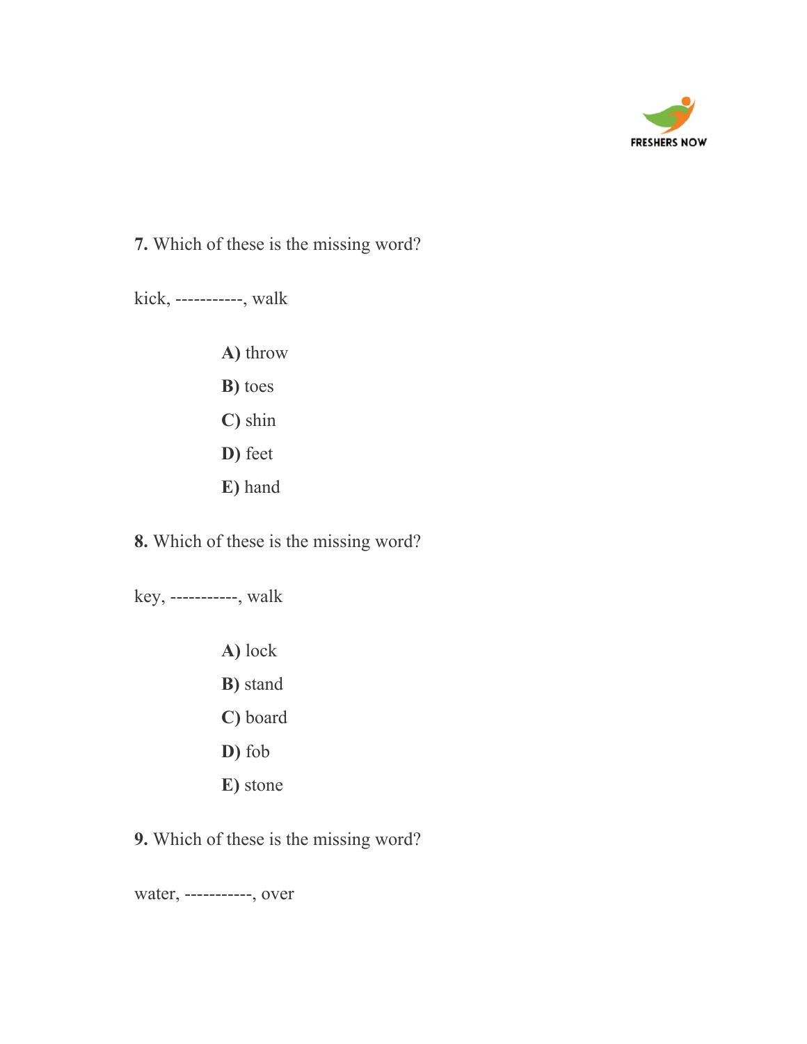**7.** Which of these is the missing word?

kick, -----------, walk

**A)** throw

**B)** toes

**C)** shin

**D)** feet

**E)** hand

**8.** Which of these is the missing word?

key, -----------, walk

**A)** lock

**B)** stand

**C)** board

**D)** fob

**E)** stone

**9.** Which of these is the missing word?

water, -----------, over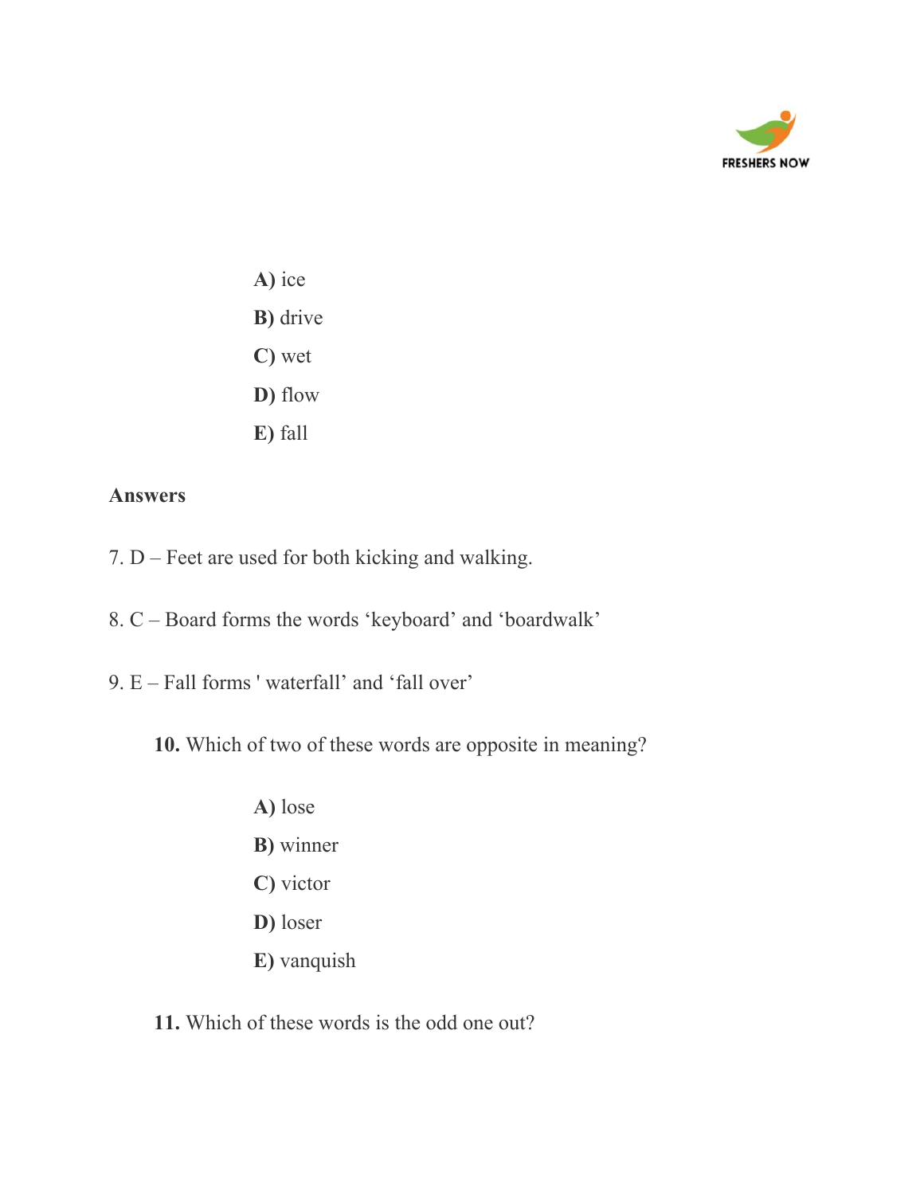A) ice

B) drive

C) wet

D) flow

E) fall

**Answers**

7. D – Feet are used for both kicking and walking.

8. C – Board forms the words 'keyboard' and 'boardwalk'

9. E – Fall forms ' waterfall' and 'fall over'

**10.** Which of two of these words are opposite in meaning?

A) lose

B) winner

C) victor

D) loser

E) vanquish

**11.** Which of these words is the odd one out?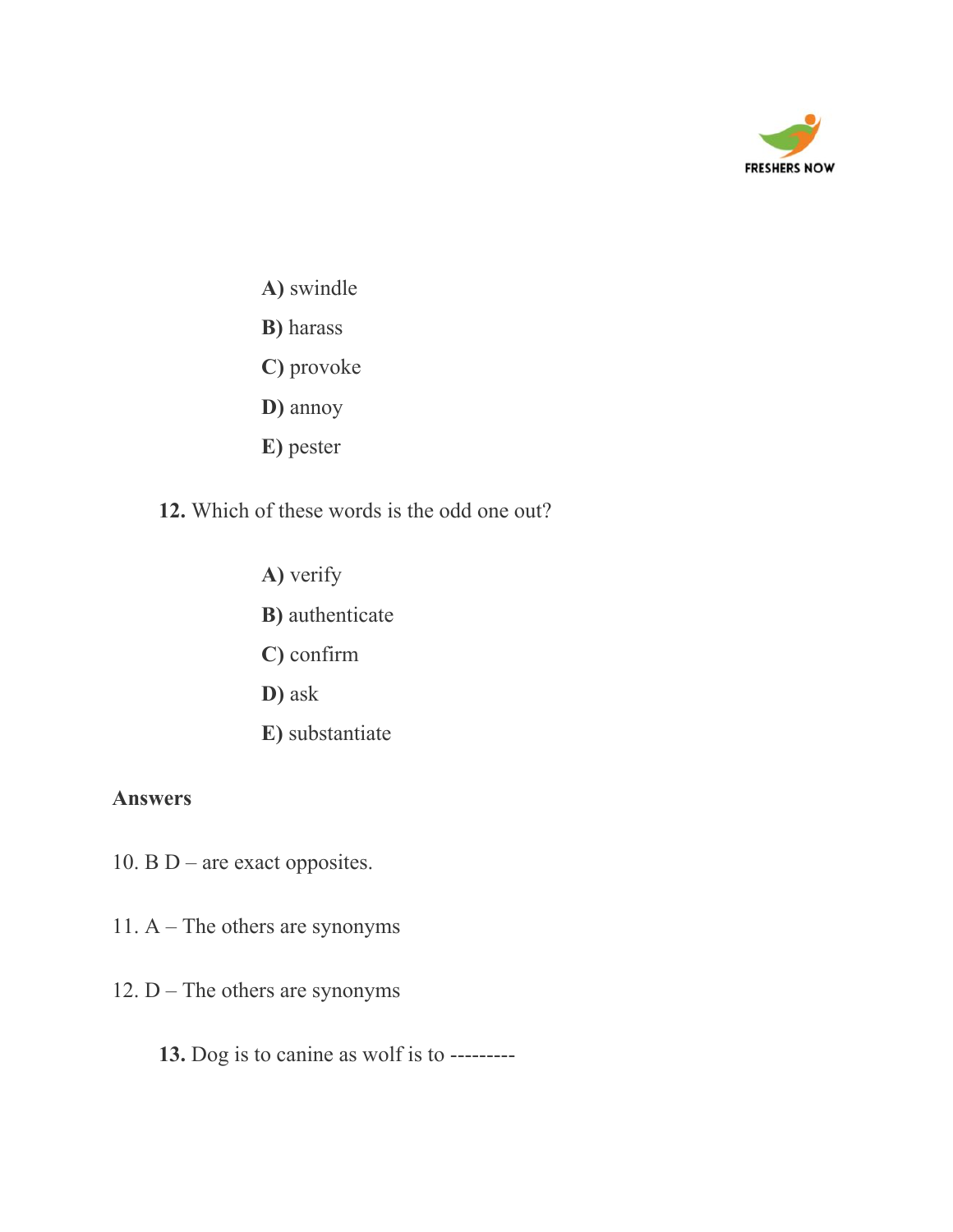**A)** swindle

**B)** harass

**C)** provoke

**D)** annoy

**E)** pester

**12.** Which of these words is the odd one out?

**A)** verify

**B)** authenticate

**C)** confirm

**D)** ask

**E)** substantiate

**Answers**

10. B D – are exact opposites.

11. A – The others are synonyms

12. D – The others are synonyms

**13.** Dog is to canine as wolf is to ---------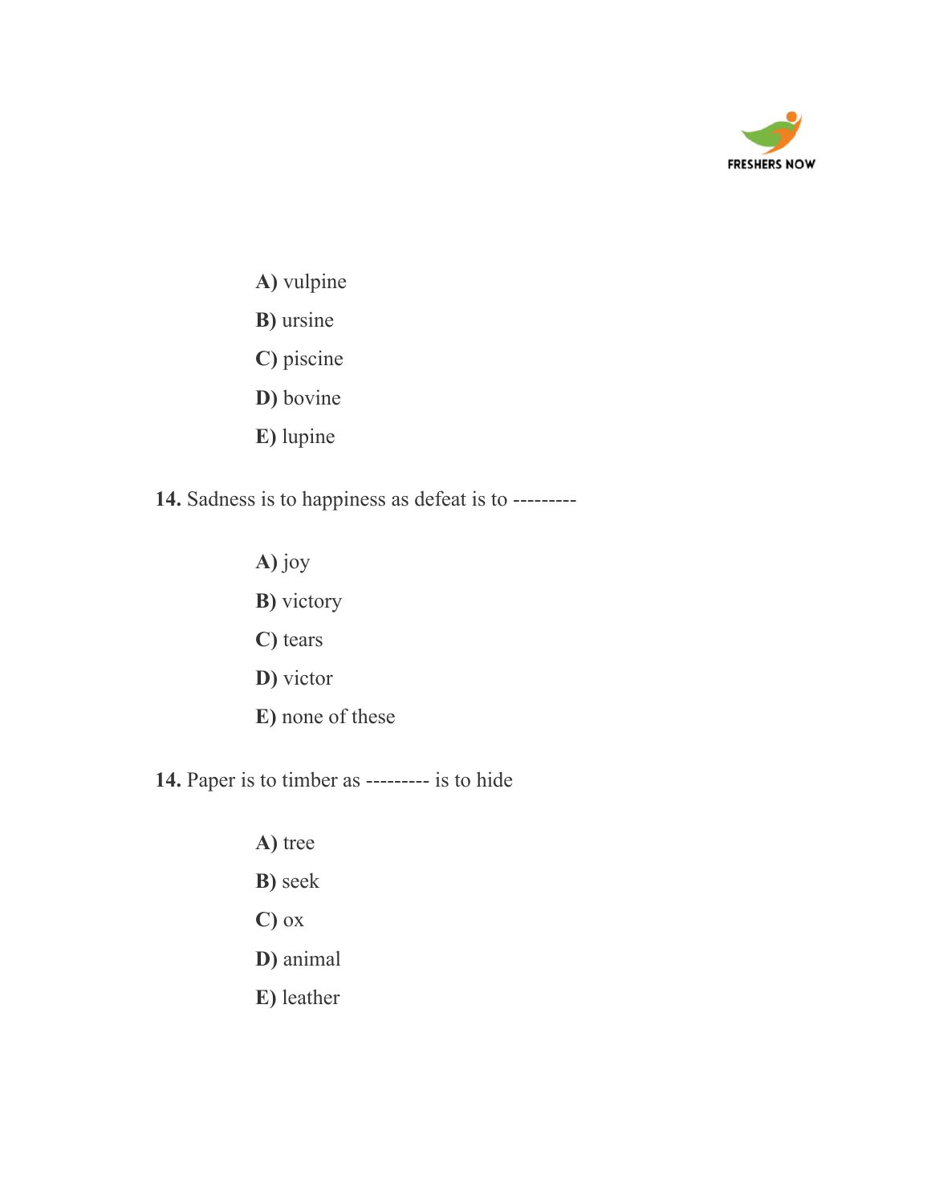**A)** vulpine

**B)** ursine

**C)** piscine

**D)** bovine

**E)** lupine

**14.** Sadness is to happiness as defeat is to ---------

**A)** joy

**B)** victory

**C)** tears

**D)** victor

**E)** none of these

**14.** Paper is to timber as --------- is to hide

**A)** tree

**B)** seek

**C)** ox

**D)** animal

**E)** leather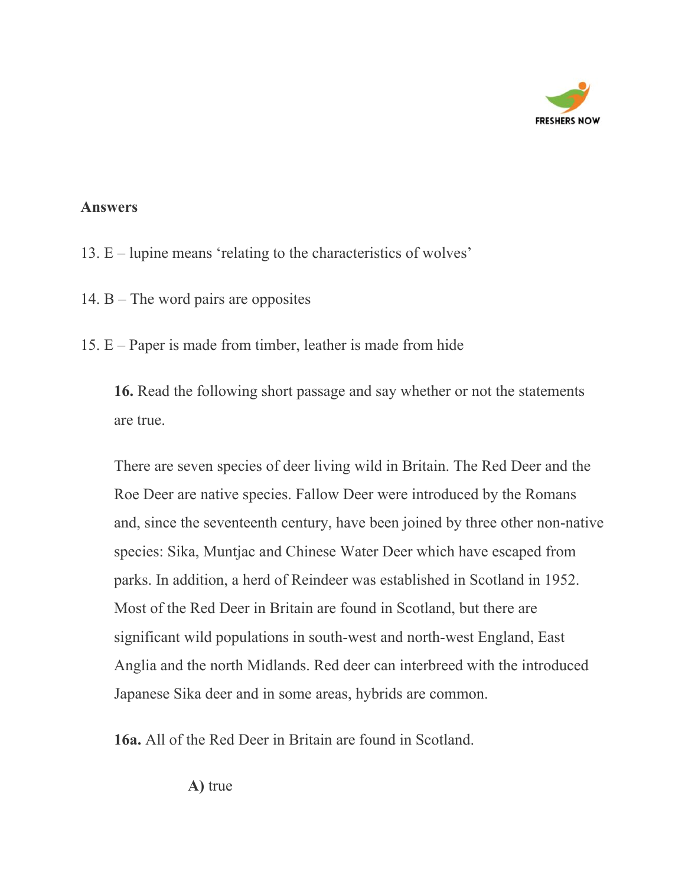**Answers**

13. E – lupine means 'relating to the characteristics of wolves'

14. B – The word pairs are opposites

15. E – Paper is made from timber, leather is made from hide

**16.** Read the following short passage and say whether or not the statements are true.

There are seven species of deer living wild in Britain. The Red Deer and the Roe Deer are native species. Fallow Deer were introduced by the Romans and, since the seventeenth century, have been joined by three other non-native species: Sika, Muntjac and Chinese Water Deer which have escaped from parks. In addition, a herd of Reindeer was established in Scotland in 1952. Most of the Red Deer in Britain are found in Scotland, but there are significant wild populations in south-west and north-west England, East Anglia and the north Midlands. Red deer can interbreed with the introduced Japanese Sika deer and in some areas, hybrids are common.

**16a.** All of the Red Deer in Britain are found in Scotland.

**A)** true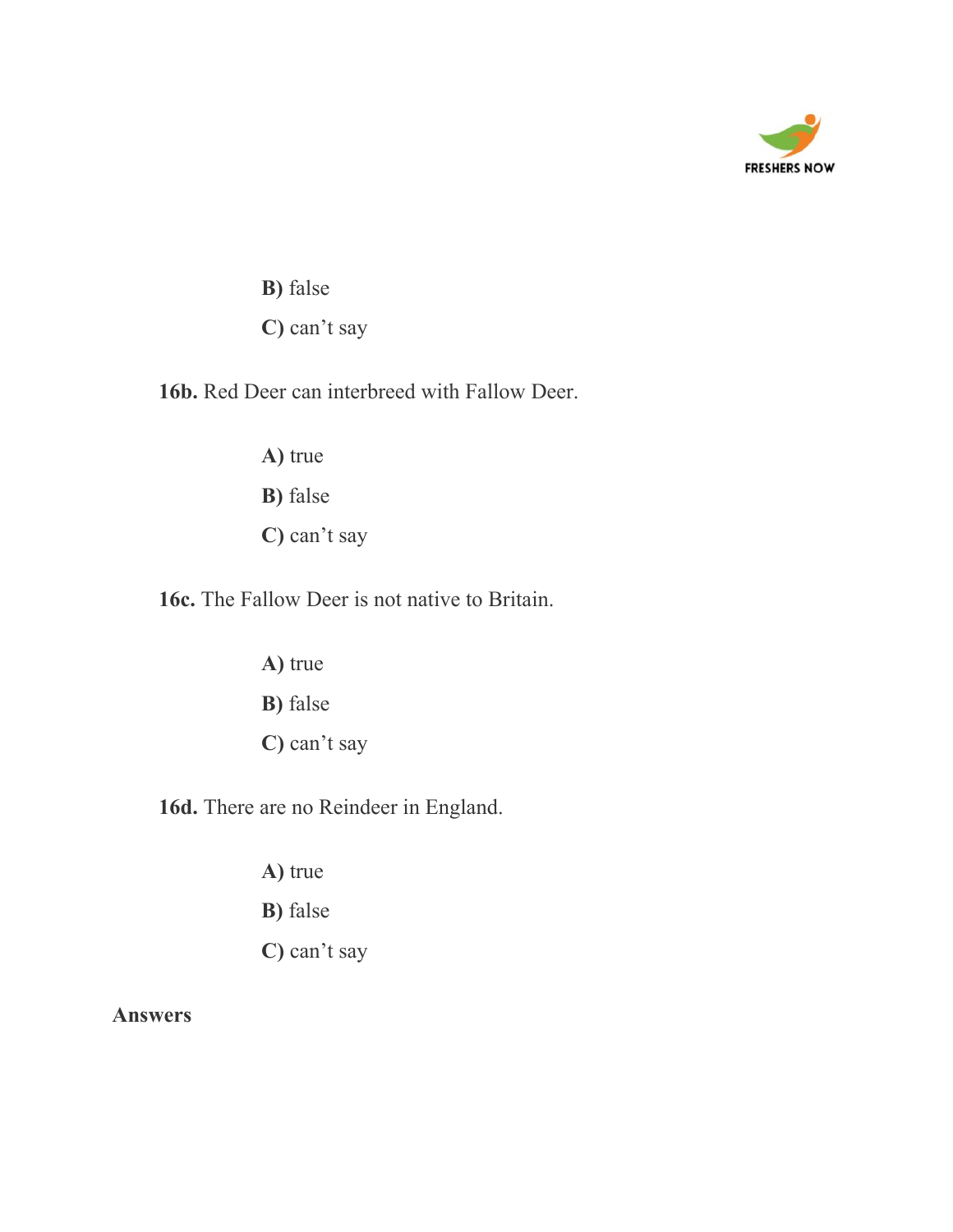**B)** false

**C)** can’t say

**16b.** Red Deer can interbreed with Fallow Deer.

**A)** true

**B)** false

**C)** can’t say

**16c.** The Fallow Deer is not native to Britain.

**A)** true

**B)** false

**C)** can’t say

**16d.** There are no Reindeer in England.

**A)** true

**B)** false

**C)** can’t say

**Answers**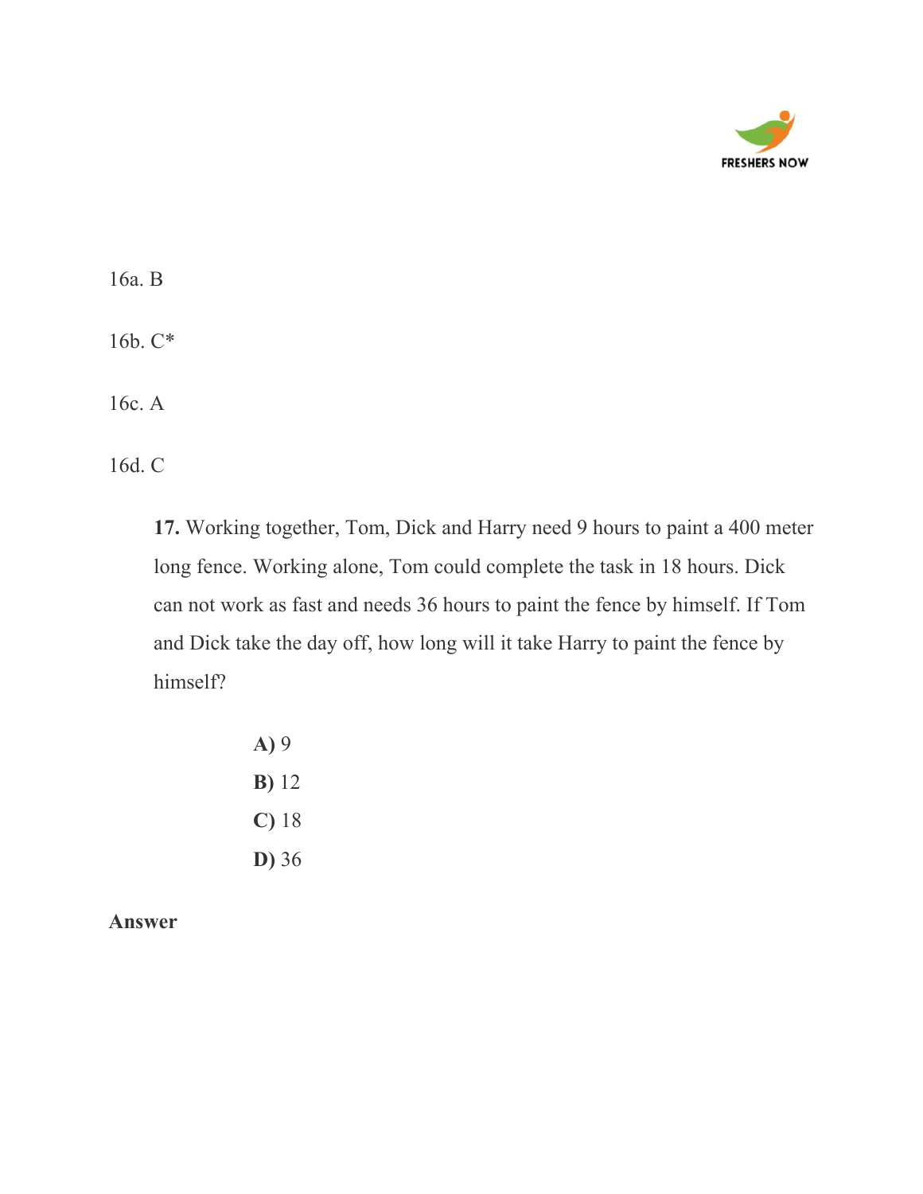16a. B

16b. C*

16c. A

16d. C

**17.** Working together, Tom, Dick and Harry need 9 hours to paint a 400 meter long fence. Working alone, Tom could complete the task in 18 hours. Dick can not work as fast and needs 36 hours to paint the fence by himself. If Tom and Dick take the day off, how long will it take Harry to paint the fence by himself?

**A)** 9
**B)** 12
**C)** 18
**D)** 36

**Answer**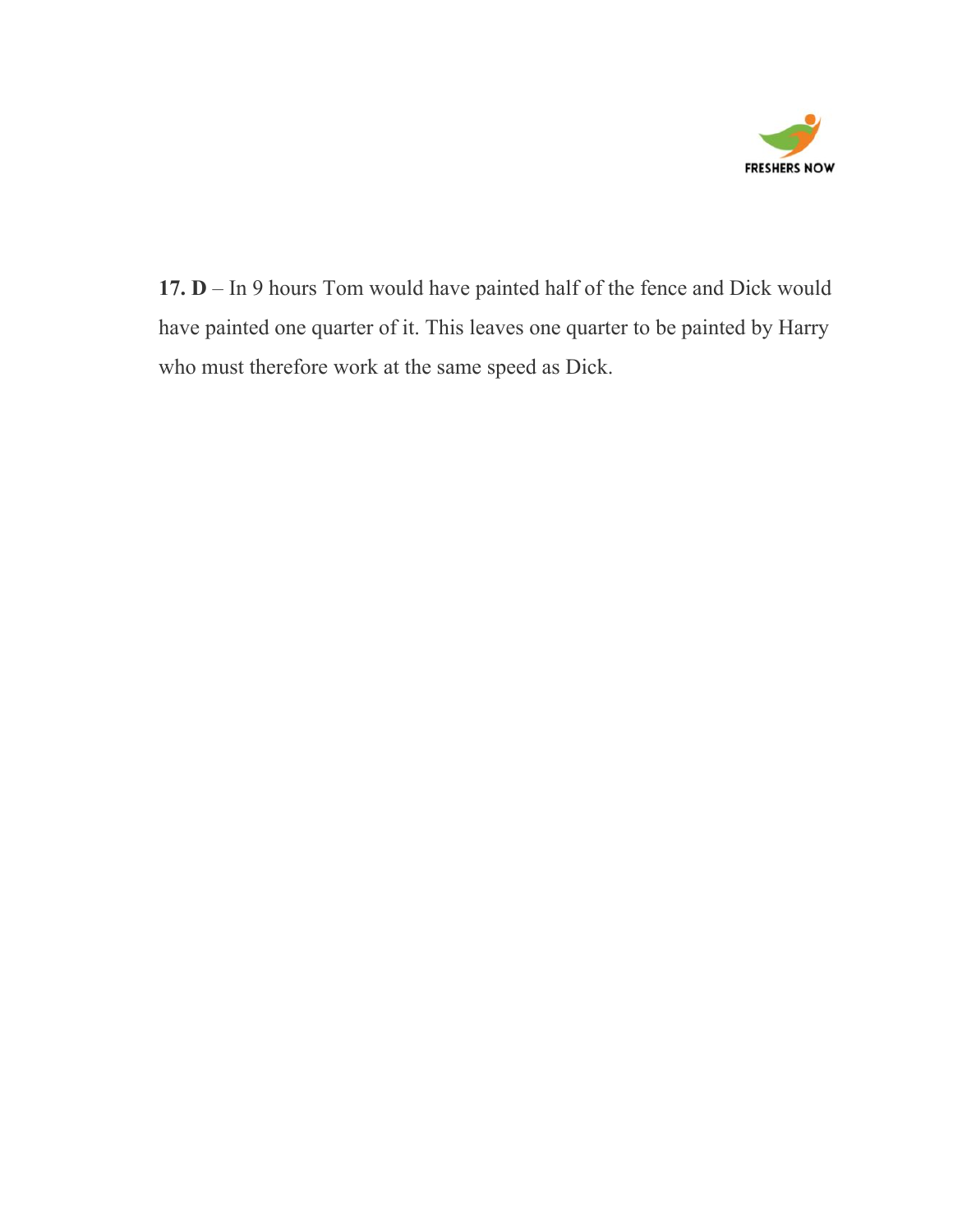**17. D** – In 9 hours Tom would have painted half of the fence and Dick would have painted one quarter of it. This leaves one quarter to be painted by Harry who must therefore work at the same speed as Dick.